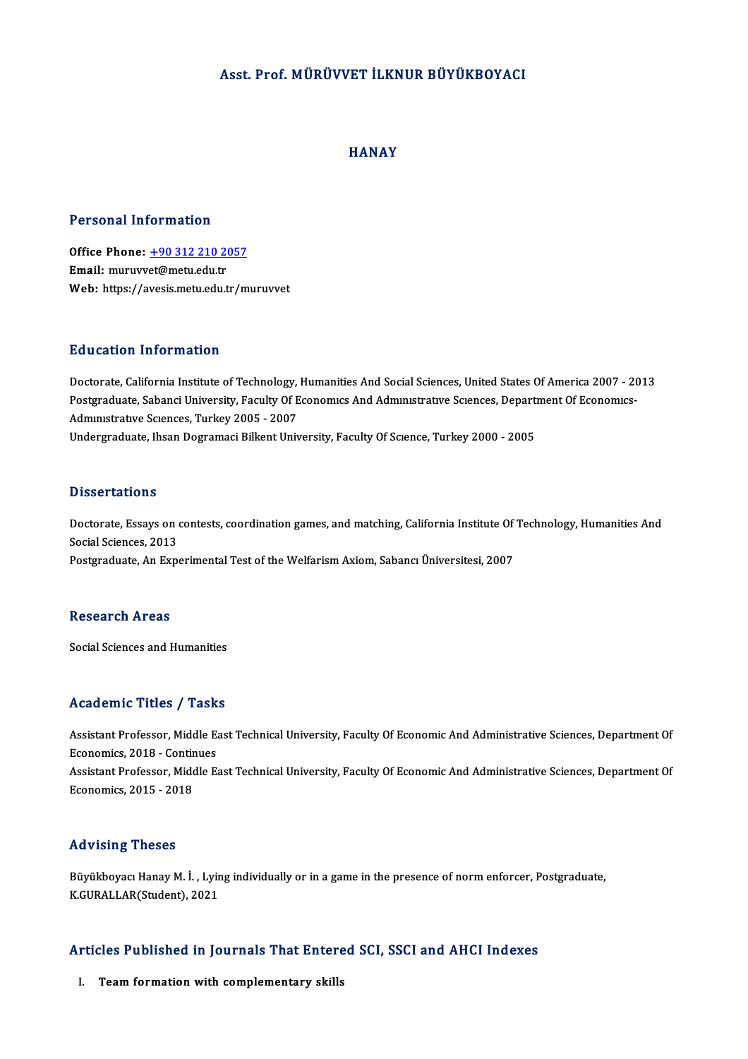# Asst. Prof. MÜRÜVVET İLKNUR BÜYÜKBOYACI

# HANAY

## Personal Information

**Office Phone:** +90 312 210 2057
**Email:** muruvvet@metu.edu.tr
**Web:** https://avesis.metu.edu.tr/muruvvet

## Education Information

Doctorate, California Institute of Technology, Humanities And Social Sciences, United States Of America 2007 - 2013
Postgraduate, Sabanci University, Faculty Of Economıcs And Admınıstratıve Scıences, Department Of Economıcs-Admınıstratıve Scıences, Turkey 2005 - 2007
Undergraduate, Ihsan Dogramaci Bilkent University, Faculty Of Scıence, Turkey 2000 - 2005

## Dissertations

Doctorate, Essays on contests, coordination games, and matching, California Institute Of Technology, Humanities And Social Sciences, 2013
Postgraduate, An Experimental Test of the Welfarism Axiom, Sabancı Üniversitesi, 2007

## Research Areas

Social Sciences and Humanities

## Academic Titles / Tasks

Assistant Professor, Middle East Technical University, Faculty Of Economic And Administrative Sciences, Department Of Economics, 2018 - Continues
Assistant Professor, Middle East Technical University, Faculty Of Economic And Administrative Sciences, Department Of Economics, 2015 - 2018

## Advising Theses

Büyükboyacı Hanay M. İ. , Lying individually or in a game in the presence of norm enforcer, Postgraduate, K.GURALLAR(Student), 2021

## Articles Published in Journals That Entered SCI, SSCI and AHCI Indexes

I. **Team formation with complementary skills**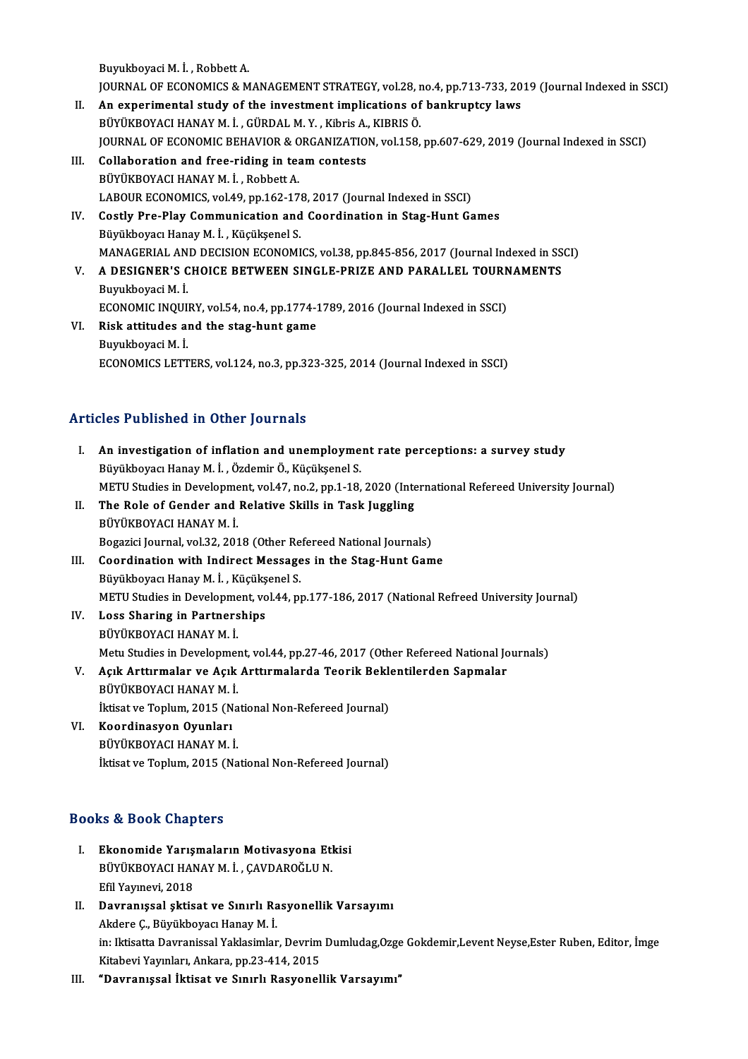Buyukboyaci M. İ. , Robbett A.
JOURNAL OF ECONOMICS & MANAGEMENT STRATEGY, vol.28, no.4, pp.713-733, 2019 (Journal Indexed in SSCI)

II. **An experimental study of the investment implications of bankruptcy laws**
BÜYÜKBOYACI HANAY M. İ. , GÜRDAL M. Y. , Kibris A., KIBRIS Ö.
JOURNAL OF ECONOMIC BEHAVIOR & ORGANIZATION, vol.158, pp.607-629, 2019 (Journal Indexed in SSCI)

III. **Collaboration and free-riding in team contests**
BÜYÜKBOYACI HANAY M. İ. , Robbett A.
LABOUR ECONOMICS, vol.49, pp.162-178, 2017 (Journal Indexed in SSCI)

IV. **Costly Pre-Play Communication and Coordination in Stag-Hunt Games**
Büyükboyacı Hanay M. İ. , Küçükşenel S.
MANAGERIAL AND DECISION ECONOMICS, vol.38, pp.845-856, 2017 (Journal Indexed in SSCI)

V. **A DESIGNER'S CHOICE BETWEEN SINGLE-PRIZE AND PARALLEL TOURNAMENTS**
Buyukboyaci M. İ.
ECONOMIC INQUIRY, vol.54, no.4, pp.1774-1789, 2016 (Journal Indexed in SSCI)

VI. **Risk attitudes and the stag-hunt game**
Buyukboyaci M. İ.
ECONOMICS LETTERS, vol.124, no.3, pp.323-325, 2014 (Journal Indexed in SSCI)

## Articles Published in Other Journals

I. **An investigation of inflation and unemployment rate perceptions: a survey study**
Büyükboyacı Hanay M. İ. , Özdemir Ö., Küçükşenel S.
METU Studies in Development, vol.47, no.2, pp.1-18, 2020 (International Refereed University Journal)

II. **The Role of Gender and Relative Skills in Task Juggling**
BÜYÜKBOYACI HANAY M. İ.
Bogazici Journal, vol.32, 2018 (Other Refereed National Journals)

III. **Coordination with Indirect Messages in the Stag-Hunt Game**
Büyükboyacı Hanay M. İ. , Küçükşenel S.
METU Studies in Development, vol.44, pp.177-186, 2017 (National Refreed University Journal)

IV. **Loss Sharing in Partnerships**
BÜYÜKBOYACI HANAY M. İ.
Metu Studies in Development, vol.44, pp.27-46, 2017 (Other Refereed National Journals)

V. **Açık Arttırmalar ve Açık Arttırmalarda Teorik Beklentilerden Sapmalar**
BÜYÜKBOYACI HANAY M. İ.
İktisat ve Toplum, 2015 (National Non-Refereed Journal)

VI. **Koordinasyon Oyunları**
BÜYÜKBOYACI HANAY M. İ.
İktisat ve Toplum, 2015 (National Non-Refereed Journal)

## Books & Book Chapters

I. **Ekonomide Yarışmaların Motivasyona Etkisi**
BÜYÜKBOYACI HANAY M. İ. , ÇAVDAROĞLU N.
Efil Yayınevi, 2018

II. **Davranışsal şktisat ve Sınırlı Rasyonellik Varsayımı**
Akdere Ç., Büyükboyacı Hanay M. İ.
in: Iktisatta Davranissal Yaklasimlar, Devrim Dumludag,Ozge Gokdemir,Levent Neyse,Ester Ruben, Editor, İmge Kitabevi Yayınları, Ankara, pp.23-414, 2015

III. **"Davranışsal İktisat ve Sınırlı Rasyonellik Varsayımı"**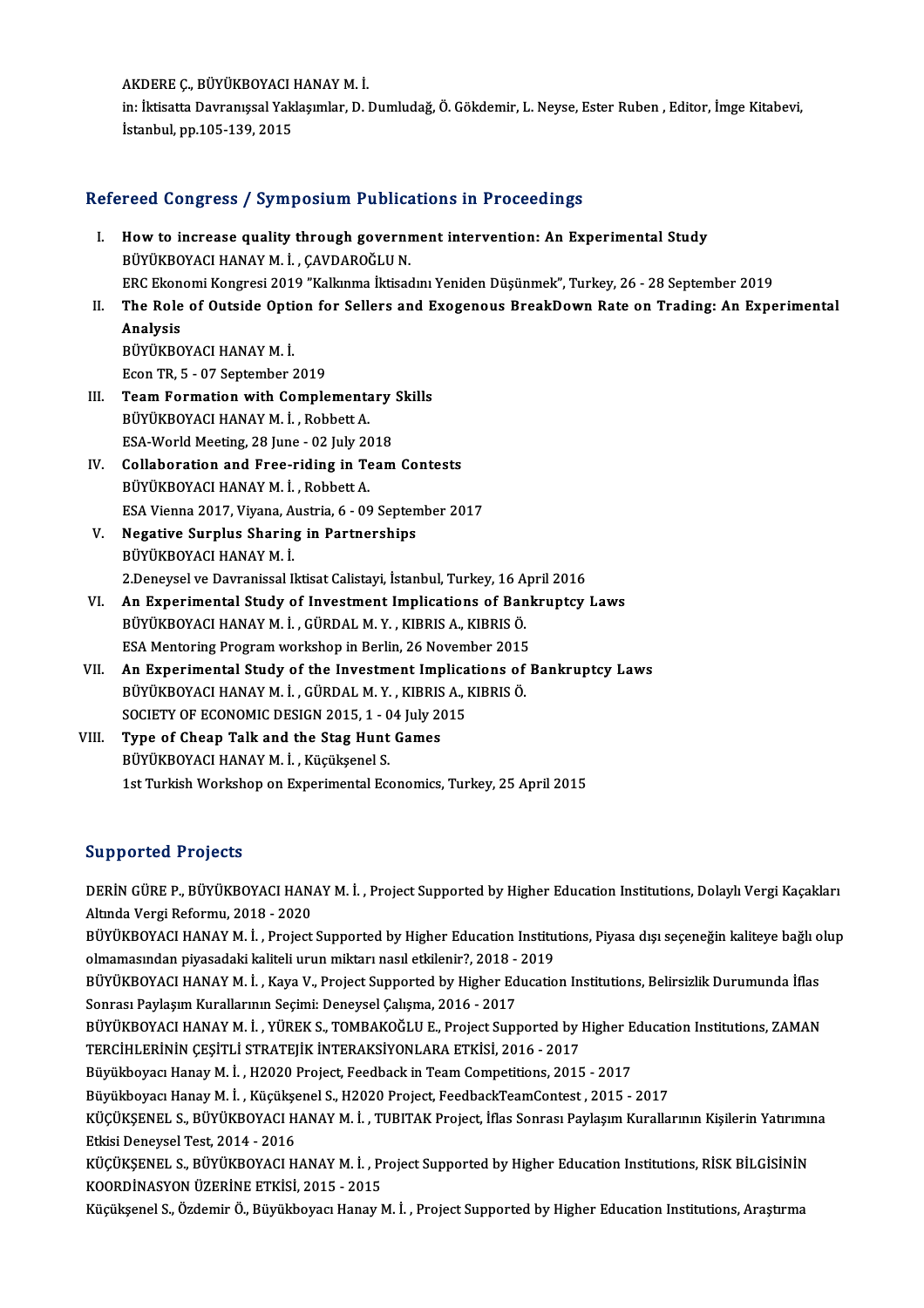AKDERE Ç., BÜYÜKBOYACI HANAY M. İ.
in: İktisatta Davranışsal Yaklaşımlar, D. Dumludağ, Ö. Gökdemir, L. Neyse, Ester Ruben , Editor, İmge Kitabevi, İstanbul, pp.105-139, 2015

## Refereed Congress / Symposium Publications in Proceedings

I. **How to increase quality through government intervention: An Experimental Study**
   BÜYÜKBOYACI HANAY M. İ. , ÇAVDAROĞLU N.
   ERC Ekonomi Kongresi 2019 "Kalkınma İktisadını Yeniden Düşünmek", Turkey, 26 - 28 September 2019
II. **The Role of Outside Option for Sellers and Exogenous BreakDown Rate on Trading: An Experimental Analysis**
   BÜYÜKBOYACI HANAY M. İ.
   Econ TR, 5 - 07 September 2019
III. **Team Formation with Complementary Skills**
   BÜYÜKBOYACI HANAY M. İ. , Robbett A.
   ESA-World Meeting, 28 June - 02 July 2018
IV. **Collaboration and Free-riding in Team Contests**
   BÜYÜKBOYACI HANAY M. İ. , Robbett A.
   ESA Vienna 2017, Viyana, Austria, 6 - 09 September 2017
V. **Negative Surplus Sharing in Partnerships**
   BÜYÜKBOYACI HANAY M. İ.
   2.Deneysel ve Davranissal Iktisat Calistayi, İstanbul, Turkey, 16 April 2016
VI. **An Experimental Study of Investment Implications of Bankruptcy Laws**
   BÜYÜKBOYACI HANAY M. İ. , GÜRDAL M. Y. , KIBRIS A., KIBRIS Ö.
   ESA Mentoring Program workshop in Berlin, 26 November 2015
VII. **An Experimental Study of the Investment Implications of Bankruptcy Laws**
   BÜYÜKBOYACI HANAY M. İ. , GÜRDAL M. Y. , KIBRIS A., KIBRIS Ö.
   SOCIETY OF ECONOMIC DESIGN 2015, 1 - 04 July 2015
VIII. **Type of Cheap Talk and the Stag Hunt Games**
   BÜYÜKBOYACI HANAY M. İ. , Küçükşenel S.
   1st Turkish Workshop on Experimental Economics, Turkey, 25 April 2015

## Supported Projects

DERİN GÜRE P., BÜYÜKBOYACI HANAY M. İ. , Project Supported by Higher Education Institutions, Dolaylı Vergi Kaçakları Altında Vergi Reformu, 2018 - 2020

BÜYÜKBOYACI HANAY M. İ. , Project Supported by Higher Education Institutions, Piyasa dışı seçeneğin kaliteye bağlı olup olmamasından piyasadaki kaliteli urun miktarı nasıl etkilenir?, 2018 - 2019

BÜYÜKBOYACI HANAY M. İ. , Kaya V., Project Supported by Higher Education Institutions, Belirsizlik Durumunda İflas Sonrası Paylaşım Kurallarının Seçimi: Deneysel Çalışma, 2016 - 2017

BÜYÜKBOYACI HANAY M. İ. , YÜREK S., TOMBAKOĞLU E., Project Supported by Higher Education Institutions, ZAMAN TERCİHLERİNİN ÇEŞİTLİ STRATEJİK İNTERAKSİYONLARA ETKİSİ, 2016 - 2017

Büyükboyacı Hanay M. İ. , H2020 Project, Feedback in Team Competitions, 2015 - 2017

Büyükboyacı Hanay M. İ. , Küçükşenel S., H2020 Project, FeedbackTeamContest , 2015 - 2017

KÜÇÜKŞENEL S., BÜYÜKBOYACI HANAY M. İ. , TUBITAK Project, İflas Sonrası Paylaşım Kurallarının Kişilerin Yatırımına Etkisi Deneysel Test, 2014 - 2016

KÜÇÜKŞENEL S., BÜYÜKBOYACI HANAY M. İ. , Project Supported by Higher Education Institutions, RİSK BİLGİSİNİN KOORDİNASYON ÜZERİNE ETKİSİ, 2015 - 2015

Küçükşenel S., Özdemir Ö., Büyükboyacı Hanay M. İ. , Project Supported by Higher Education Institutions, Araştırma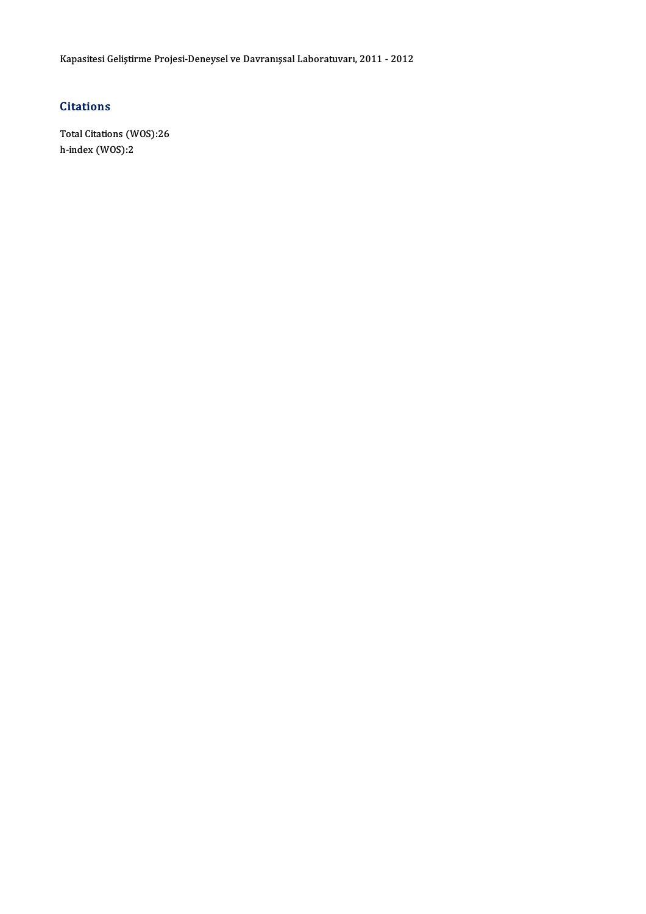Kapasitesi Geliştirme Projesi-Deneysel ve Davranışsal Laboratuvarı, 2011 - 2012

## Citations

Total Citations (WOS):26
h-index (WOS):2